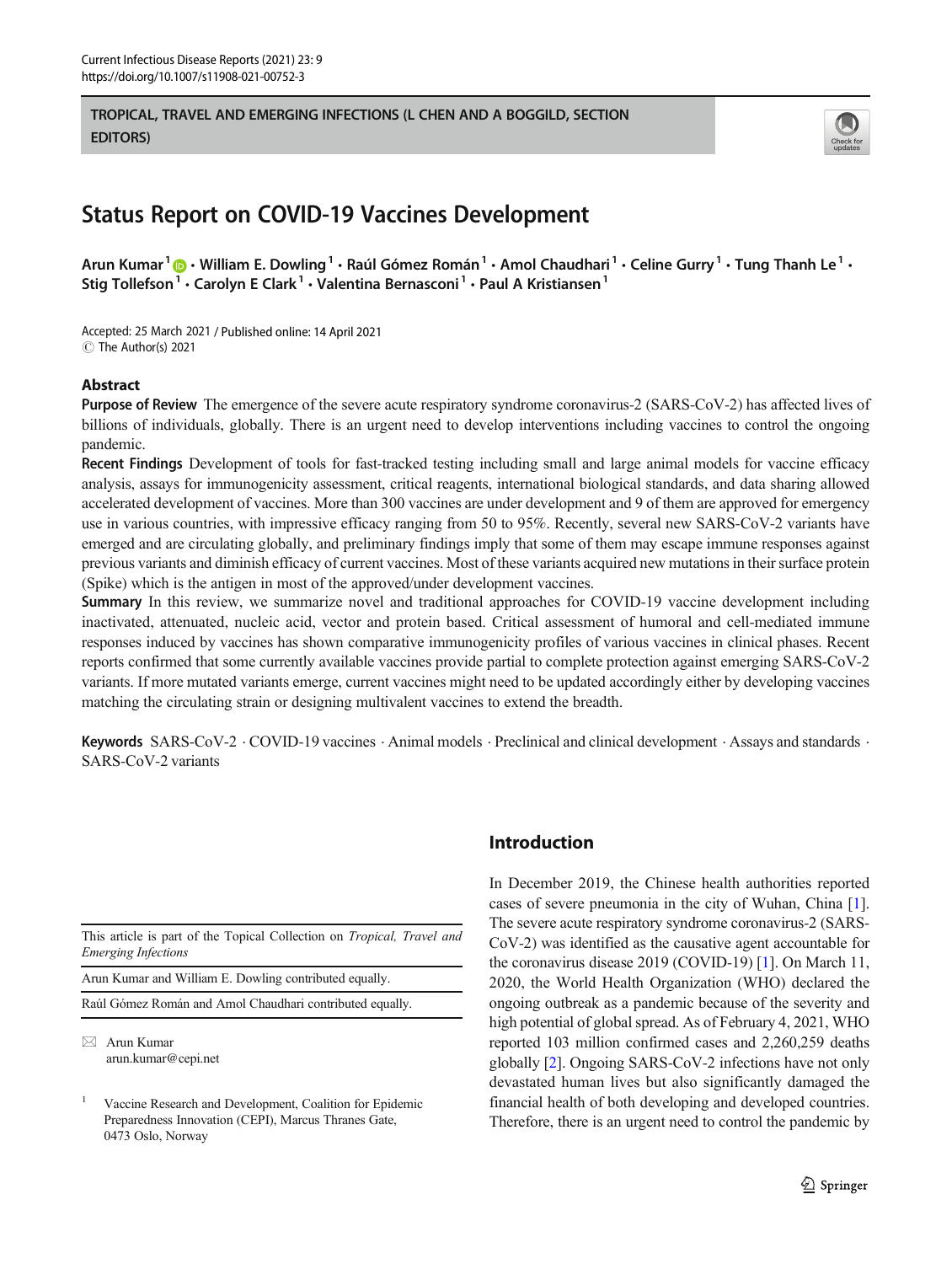TROPICAL, TRAVEL AND EMERGING INFECTIONS (L CHEN AND A BOGGILD, SECTION EDITORS)

# Status Report on COVID-19 Vaccines Development

Arun Kumar[1] · William E. Dowling[1] · Raúl Gómez Román[1] · Amol Chaudhari[1] · Celine Gurry[1] · Tung Thanh Le[1] · Stig Tollefson[1] · Carolyn E Clark[1] · Valentina Bernasconi[1] · Paul A Kristiansen[1]

Accepted: 25 March 2021 / Published online: 14 April 2021
© The Author(s) 2021

## Abstract

**Purpose of Review** The emergence of the severe acute respiratory syndrome coronavirus-2 (SARS-CoV-2) has affected lives of billions of individuals, globally. There is an urgent need to develop interventions including vaccines to control the ongoing pandemic.

**Recent Findings** Development of tools for fast-tracked testing including small and large animal models for vaccine efficacy analysis, assays for immunogenicity assessment, critical reagents, international biological standards, and data sharing allowed accelerated development of vaccines. More than 300 vaccines are under development and 9 of them are approved for emergency use in various countries, with impressive efficacy ranging from 50 to 95%. Recently, several new SARS-CoV-2 variants have emerged and are circulating globally, and preliminary findings imply that some of them may escape immune responses against previous variants and diminish efficacy of current vaccines. Most of these variants acquired new mutations in their surface protein (Spike) which is the antigen in most of the approved/under development vaccines.

**Summary** In this review, we summarize novel and traditional approaches for COVID-19 vaccine development including inactivated, attenuated, nucleic acid, vector and protein based. Critical assessment of humoral and cell-mediated immune responses induced by vaccines has shown comparative immunogenicity profiles of various vaccines in clinical phases. Recent reports confirmed that some currently available vaccines provide partial to complete protection against emerging SARS-CoV-2 variants. If more mutated variants emerge, current vaccines might need to be updated accordingly either by developing vaccines matching the circulating strain or designing multivalent vaccines to extend the breadth.

**Keywords** SARS-CoV-2 · COVID-19 vaccines · Animal models · Preclinical and clinical development · Assays and standards · SARS-CoV-2 variants

## Introduction

In December 2019, the Chinese health authorities reported cases of severe pneumonia in the city of Wuhan, China [1]. The severe acute respiratory syndrome coronavirus-2 (SARS-CoV-2) was identified as the causative agent accountable for the coronavirus disease 2019 (COVID-19) [1]. On March 11, 2020, the World Health Organization (WHO) declared the ongoing outbreak as a pandemic because of the severity and high potential of global spread. As of February 4, 2021, WHO reported 103 million confirmed cases and 2,260,259 deaths globally [2]. Ongoing SARS-CoV-2 infections have not only devastated human lives but also significantly damaged the financial health of both developing and developed countries. Therefore, there is an urgent need to control the pandemic by

---

This article is part of the Topical Collection on *Tropical, Travel and Emerging Infections*

Arun Kumar and William E. Dowling contributed equally.

Raúl Gómez Román and Amol Chaudhari contributed equally.

✉ Arun Kumar
arun.kumar@cepi.net

[1] Vaccine Research and Development, Coalition for Epidemic Preparedness Innovation (CEPI), Marcus Thranes Gate, 0473 Oslo, Norway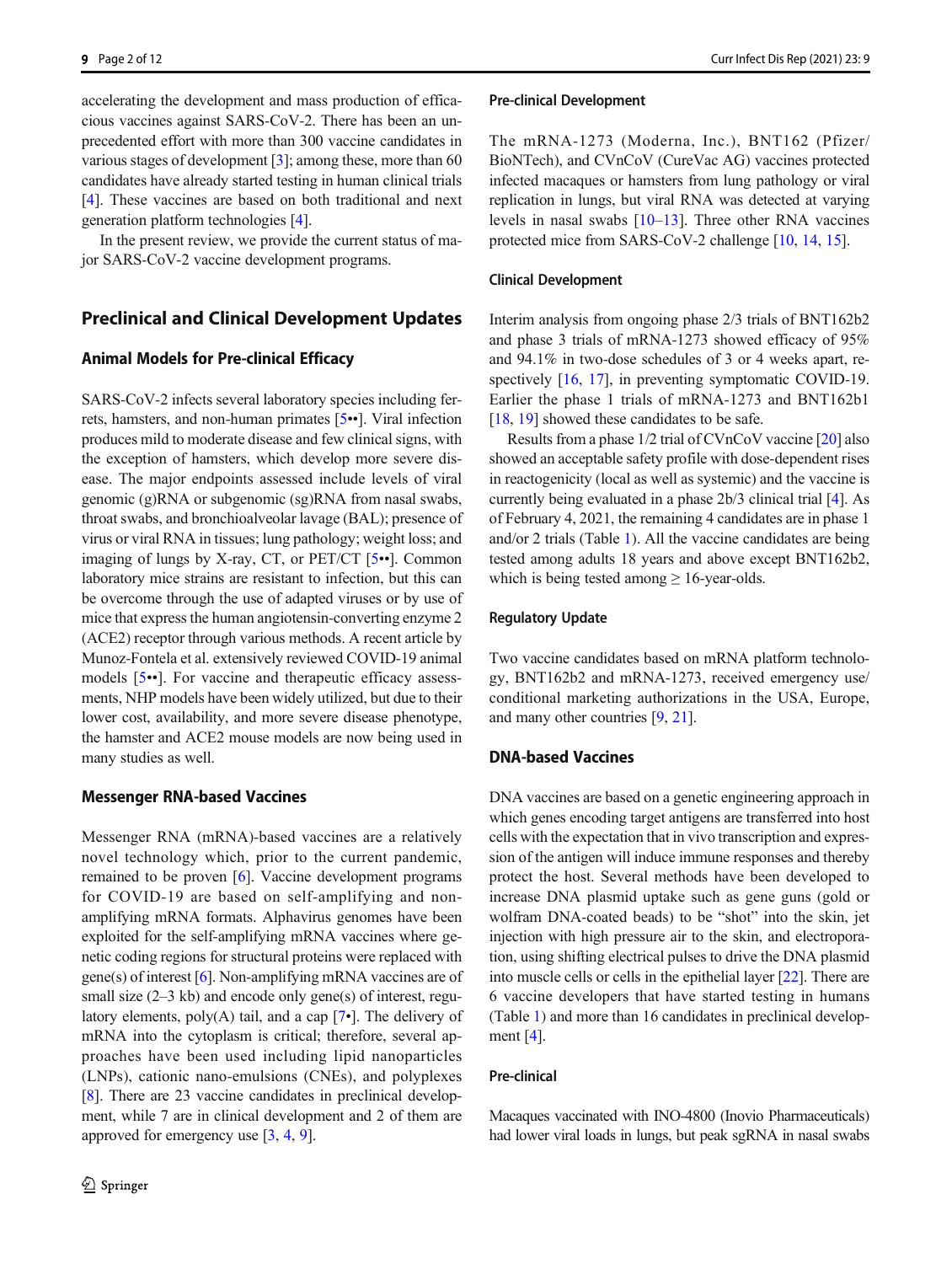accelerating the development and mass production of efficacious vaccines against SARS-CoV-2. There has been an unprecedented effort with more than 300 vaccine candidates in various stages of development [3]; among these, more than 60 candidates have already started testing in human clinical trials [4]. These vaccines are based on both traditional and next generation platform technologies [4].

In the present review, we provide the current status of major SARS-CoV-2 vaccine development programs.

## Preclinical and Clinical Development Updates

### Animal Models for Pre-clinical Efficacy

SARS-CoV-2 infects several laboratory species including ferrets, hamsters, and non-human primates [5••]. Viral infection produces mild to moderate disease and few clinical signs, with the exception of hamsters, which develop more severe disease. The major endpoints assessed include levels of viral genomic (g)RNA or subgenomic (sg)RNA from nasal swabs, throat swabs, and bronchioalveolar lavage (BAL); presence of virus or viral RNA in tissues; lung pathology; weight loss; and imaging of lungs by X-ray, CT, or PET/CT [5••]. Common laboratory mice strains are resistant to infection, but this can be overcome through the use of adapted viruses or by use of mice that express the human angiotensin-converting enzyme 2 (ACE2) receptor through various methods. A recent article by Munoz-Fontela et al. extensively reviewed COVID-19 animal models [5••]. For vaccine and therapeutic efficacy assessments, NHP models have been widely utilized, but due to their lower cost, availability, and more severe disease phenotype, the hamster and ACE2 mouse models are now being used in many studies as well.

### Messenger RNA-based Vaccines

Messenger RNA (mRNA)-based vaccines are a relatively novel technology which, prior to the current pandemic, remained to be proven [6]. Vaccine development programs for COVID-19 are based on self-amplifying and non-amplifying mRNA formats. Alphavirus genomes have been exploited for the self-amplifying mRNA vaccines where genetic coding regions for structural proteins were replaced with gene(s) of interest [6]. Non-amplifying mRNA vaccines are of small size (2–3 kb) and encode only gene(s) of interest, regulatory elements, poly(A) tail, and a cap [7•]. The delivery of mRNA into the cytoplasm is critical; therefore, several approaches have been used including lipid nanoparticles (LNPs), cationic nano-emulsions (CNEs), and polyplexes [8]. There are 23 vaccine candidates in preclinical development, while 7 are in clinical development and 2 of them are approved for emergency use [3, 4, 9].

#### Pre-clinical Development

The mRNA-1273 (Moderna, Inc.), BNT162 (Pfizer/BioNTech), and CVnCoV (CureVac AG) vaccines protected infected macaques or hamsters from lung pathology or viral replication in lungs, but viral RNA was detected at varying levels in nasal swabs [10–13]. Three other RNA vaccines protected mice from SARS-CoV-2 challenge [10, 14, 15].

#### Clinical Development

Interim analysis from ongoing phase 2/3 trials of BNT162b2 and phase 3 trials of mRNA-1273 showed efficacy of 95% and 94.1% in two-dose schedules of 3 or 4 weeks apart, respectively [16, 17], in preventing symptomatic COVID-19. Earlier the phase 1 trials of mRNA-1273 and BNT162b1 [18, 19] showed these candidates to be safe.

Results from a phase 1/2 trial of CVnCoV vaccine [20] also showed an acceptable safety profile with dose-dependent rises in reactogenicity (local as well as systemic) and the vaccine is currently being evaluated in a phase 2b/3 clinical trial [4]. As of February 4, 2021, the remaining 4 candidates are in phase 1 and/or 2 trials (Table 1). All the vaccine candidates are being tested among adults 18 years and above except BNT162b2, which is being tested among ≥ 16-year-olds.

#### Regulatory Update

Two vaccine candidates based on mRNA platform technology, BNT162b2 and mRNA-1273, received emergency use/conditional marketing authorizations in the USA, Europe, and many other countries [9, 21].

### DNA-based Vaccines

DNA vaccines are based on a genetic engineering approach in which genes encoding target antigens are transferred into host cells with the expectation that in vivo transcription and expression of the antigen will induce immune responses and thereby protect the host. Several methods have been developed to increase DNA plasmid uptake such as gene guns (gold or wolfram DNA-coated beads) to be "shot" into the skin, jet injection with high pressure air to the skin, and electroporation, using shifting electrical pulses to drive the DNA plasmid into muscle cells or cells in the epithelial layer [22]. There are 6 vaccine developers that have started testing in humans (Table 1) and more than 16 candidates in preclinical development [4].

#### Pre-clinical

Macaques vaccinated with INO-4800 (Inovio Pharmaceuticals) had lower viral loads in lungs, but peak sgRNA in nasal swabs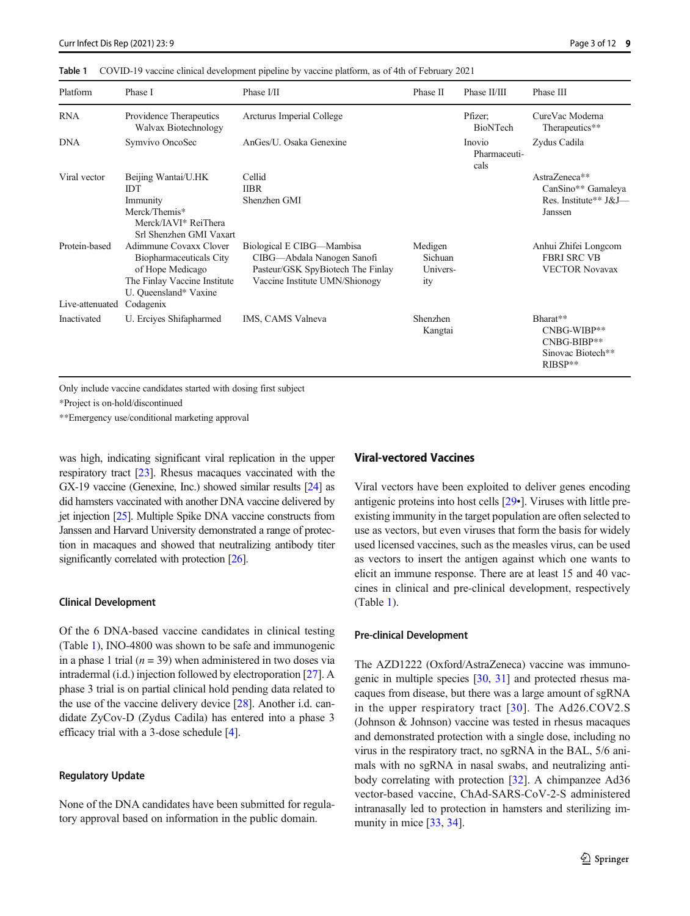**Table 1** COVID-19 vaccine clinical development pipeline by vaccine platform, as of 4th of February 2021

| Platform | Phase I | Phase I/II | Phase II | Phase II/III | Phase III |
|---|---|---|---|---|---|
| RNA | Providence Therapeutics Walvax Biotechnology | Arcturus Imperial College | | Pfizer; BioNTech | CureVac Moderna Therapeutics** |
| DNA | Symvivo OncoSec | AnGes/U. Osaka Genexine | | Inovio Pharmaceuticals | Zydus Cadila |
| Viral vector | Beijing Wantai/U.HK IDT Immunity Merck/Themis* Merck/IAVI* ReiThera Srl Shenzhen GMI Vaxart | Cellid IIBR Shenzhen GMI | | | AstraZeneca** CanSino** Gamaleya Res. Institute** J&J—Janssen |
| Protein-based | Adimmune Covaxx Clover Biopharmaceuticals City of Hope Medicago The Finlay Vaccine Institute U. Queensland* Vaxine | Biological E CIBG—Mambisa CIBG—Abdala Nanogen Sanofi Pasteur/GSK SpyBiotech The Finlay Vaccine Institute UMN/Shionogy | Medigen Sichuan University | | Anhui Zhifei Longcom FBRI SRC VB VECTOR Novavax |
| Live-attenuated | Codagenix | | | | |
| Inactivated | U. Erciyes Shifapharmed | IMS, CAMS Valneva | Shenzhen Kangtai | | Bharat** CNBG-WIBP** CNBG-BIBP** Sinovac Biotech** RIBSP** |

Only include vaccine candidates started with dosing first subject

*Project is on-hold/discontinued

**Emergency use/conditional marketing approval

was high, indicating significant viral replication in the upper respiratory tract [23]. Rhesus macaques vaccinated with the GX-19 vaccine (Genexine, Inc.) showed similar results [24] as did hamsters vaccinated with another DNA vaccine delivered by jet injection [25]. Multiple Spike DNA vaccine constructs from Janssen and Harvard University demonstrated a range of protection in macaques and showed that neutralizing antibody titer significantly correlated with protection [26].

### Clinical Development

Of the 6 DNA-based vaccine candidates in clinical testing (Table 1), INO-4800 was shown to be safe and immunogenic in a phase 1 trial ($n = 39$) when administered in two doses via intradermal (i.d.) injection followed by electroporation [27]. A phase 3 trial is on partial clinical hold pending data related to the use of the vaccine delivery device [28]. Another i.d. candidate ZyCov-D (Zydus Cadila) has entered into a phase 3 efficacy trial with a 3-dose schedule [4].

### Regulatory Update

None of the DNA candidates have been submitted for regulatory approval based on information in the public domain.

## Viral-vectored Vaccines

Viral vectors have been exploited to deliver genes encoding antigenic proteins into host cells [29•]. Viruses with little pre-existing immunity in the target population are often selected to use as vectors, but even viruses that form the basis for widely used licensed vaccines, such as the measles virus, can be used as vectors to insert the antigen against which one wants to elicit an immune response. There are at least 15 and 40 vaccines in clinical and pre-clinical development, respectively (Table 1).

### Pre-clinical Development

The AZD1222 (Oxford/AstraZeneca) vaccine was immunogenic in multiple species [30, 31] and protected rhesus macaques from disease, but there was a large amount of sgRNA in the upper respiratory tract [30]. The Ad26.COV2.S (Johnson & Johnson) vaccine was tested in rhesus macaques and demonstrated protection with a single dose, including no virus in the respiratory tract, no sgRNA in the BAL, 5/6 animals with no sgRNA in nasal swabs, and neutralizing antibody correlating with protection [32]. A chimpanzee Ad36 vector-based vaccine, ChAd-SARS-CoV-2-S administered intranasally led to protection in hamsters and sterilizing immunity in mice [33, 34].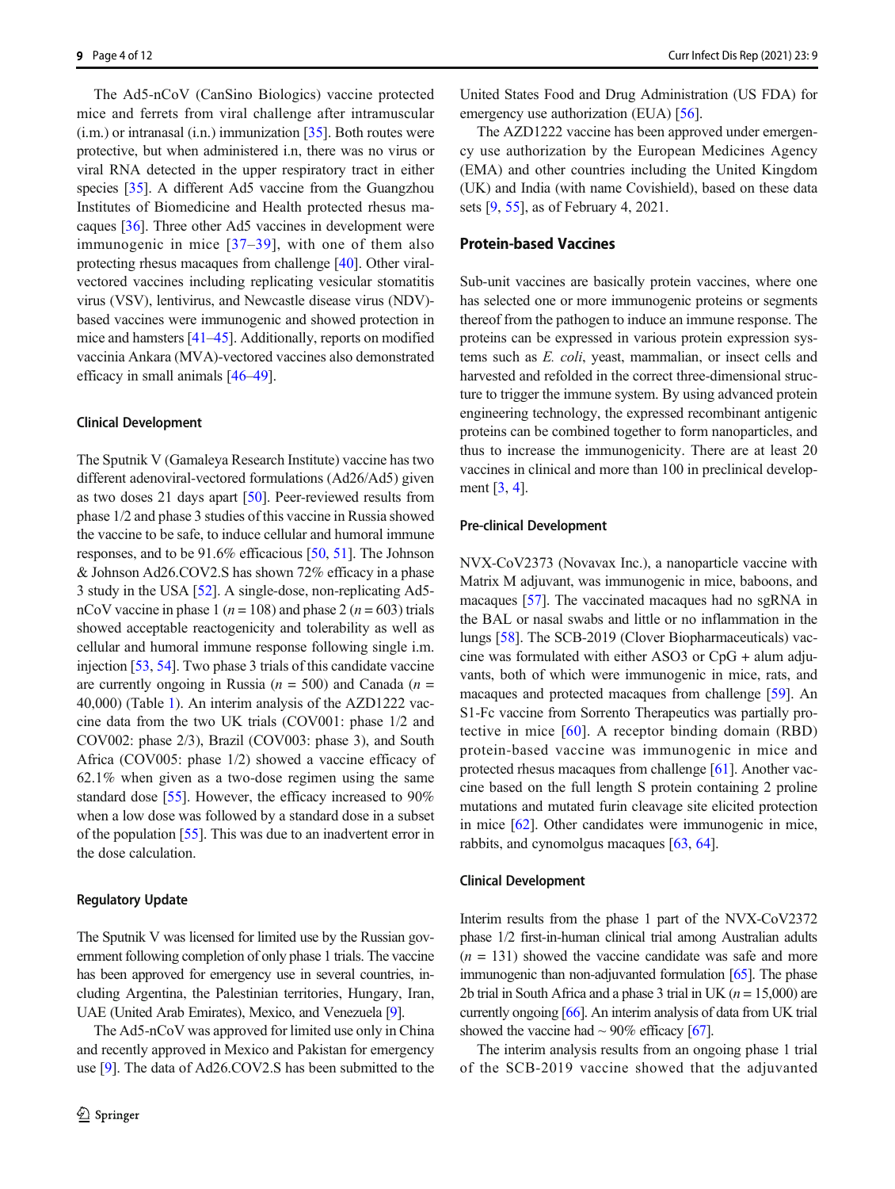The Ad5-nCoV (CanSino Biologics) vaccine protected mice and ferrets from viral challenge after intramuscular (i.m.) or intranasal (i.n.) immunization [35]. Both routes were protective, but when administered i.n, there was no virus or viral RNA detected in the upper respiratory tract in either species [35]. A different Ad5 vaccine from the Guangzhou Institutes of Biomedicine and Health protected rhesus macaques [36]. Three other Ad5 vaccines in development were immunogenic in mice [37–39], with one of them also protecting rhesus macaques from challenge [40]. Other viral-vectored vaccines including replicating vesicular stomatitis virus (VSV), lentivirus, and Newcastle disease virus (NDV)-based vaccines were immunogenic and showed protection in mice and hamsters [41–45]. Additionally, reports on modified vaccinia Ankara (MVA)-vectored vaccines also demonstrated efficacy in small animals [46–49].

#### Clinical Development

The Sputnik V (Gamaleya Research Institute) vaccine has two different adenoviral-vectored formulations (Ad26/Ad5) given as two doses 21 days apart [50]. Peer-reviewed results from phase 1/2 and phase 3 studies of this vaccine in Russia showed the vaccine to be safe, to induce cellular and humoral immune responses, and to be 91.6% efficacious [50, 51]. The Johnson & Johnson Ad26.COV2.S has shown 72% efficacy in a phase 3 study in the USA [52]. A single-dose, non-replicating Ad5-nCoV vaccine in phase 1 ($n = 108$) and phase 2 ($n = 603$) trials showed acceptable reactogenicity and tolerability as well as cellular and humoral immune response following single i.m. injection [53, 54]. Two phase 3 trials of this candidate vaccine are currently ongoing in Russia ($n$ = 500) and Canada ($n$ = 40,000) (Table 1). An interim analysis of the AZD1222 vaccine data from the two UK trials (COV001: phase 1/2 and COV002: phase 2/3), Brazil (COV003: phase 3), and South Africa (COV005: phase 1/2) showed a vaccine efficacy of 62.1% when given as a two-dose regimen using the same standard dose [55]. However, the efficacy increased to 90% when a low dose was followed by a standard dose in a subset of the population [55]. This was due to an inadvertent error in the dose calculation.

#### Regulatory Update

The Sputnik V was licensed for limited use by the Russian government following completion of only phase 1 trials. The vaccine has been approved for emergency use in several countries, including Argentina, the Palestinian territories, Hungary, Iran, UAE (United Arab Emirates), Mexico, and Venezuela [9].

The Ad5-nCoV was approved for limited use only in China and recently approved in Mexico and Pakistan for emergency use [9]. The data of Ad26.COV2.S has been submitted to the United States Food and Drug Administration (US FDA) for emergency use authorization (EUA) [56].

The AZD1222 vaccine has been approved under emergency use authorization by the European Medicines Agency (EMA) and other countries including the United Kingdom (UK) and India (with name Covishield), based on these data sets [9, 55], as of February 4, 2021.

### Protein-based Vaccines

Sub-unit vaccines are basically protein vaccines, where one has selected one or more immunogenic proteins or segments thereof from the pathogen to induce an immune response. The proteins can be expressed in various protein expression systems such as *E. coli*, yeast, mammalian, or insect cells and harvested and refolded in the correct three-dimensional structure to trigger the immune system. By using advanced protein engineering technology, the expressed recombinant antigenic proteins can be combined together to form nanoparticles, and thus to increase the immunogenicity. There are at least 20 vaccines in clinical and more than 100 in preclinical development [3, 4].

#### Pre-clinical Development

NVX-CoV2373 (Novavax Inc.), a nanoparticle vaccine with Matrix M adjuvant, was immunogenic in mice, baboons, and macaques [57]. The vaccinated macaques had no sgRNA in the BAL or nasal swabs and little or no inflammation in the lungs [58]. The SCB-2019 (Clover Biopharmaceuticals) vaccine was formulated with either ASO3 or CpG + alum adjuvants, both of which were immunogenic in mice, rats, and macaques and protected macaques from challenge [59]. An S1-Fc vaccine from Sorrento Therapeutics was partially protective in mice [60]. A receptor binding domain (RBD) protein-based vaccine was immunogenic in mice and protected rhesus macaques from challenge [61]. Another vaccine based on the full length S protein containing 2 proline mutations and mutated furin cleavage site elicited protection in mice [62]. Other candidates were immunogenic in mice, rabbits, and cynomolgus macaques [63, 64].

#### Clinical Development

Interim results from the phase 1 part of the NVX-CoV2372 phase 1/2 first-in-human clinical trial among Australian adults ($n$ = 131) showed the vaccine candidate was safe and more immunogenic than non-adjuvanted formulation [65]. The phase 2b trial in South Africa and a phase 3 trial in UK ($n = 15{,}000$) are currently ongoing [66]. An interim analysis of data from UK trial showed the vaccine had ~ 90% efficacy [67].

The interim analysis results from an ongoing phase 1 trial of the SCB-2019 vaccine showed that the adjuvanted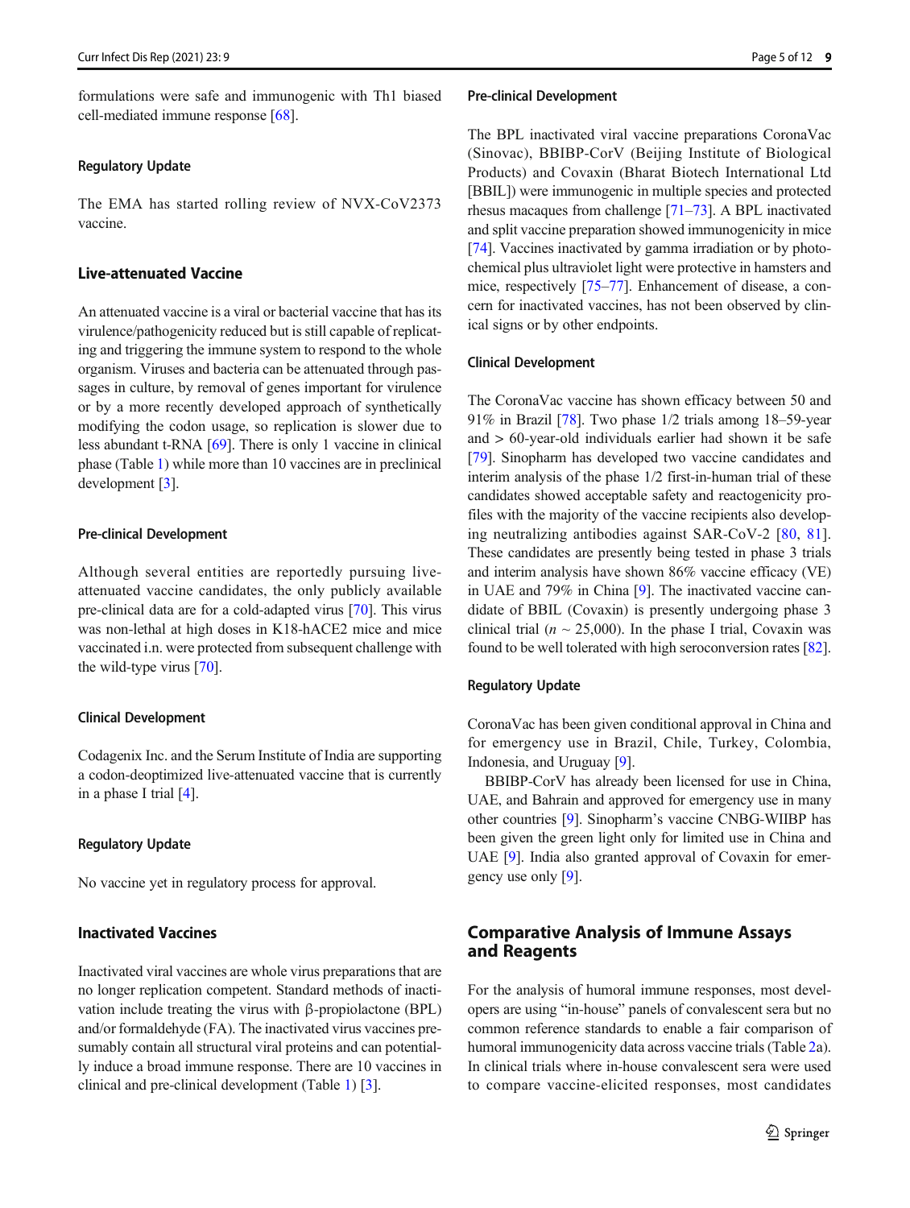formulations were safe and immunogenic with Th1 biased cell-mediated immune response [68].

### Regulatory Update

The EMA has started rolling review of NVX-CoV2373 vaccine.

## Live-attenuated Vaccine

An attenuated vaccine is a viral or bacterial vaccine that has its virulence/pathogenicity reduced but is still capable of replicating and triggering the immune system to respond to the whole organism. Viruses and bacteria can be attenuated through passages in culture, by removal of genes important for virulence or by a more recently developed approach of synthetically modifying the codon usage, so replication is slower due to less abundant t-RNA [69]. There is only 1 vaccine in clinical phase (Table 1) while more than 10 vaccines are in preclinical development [3].

### Pre-clinical Development

Although several entities are reportedly pursuing live-attenuated vaccine candidates, the only publicly available pre-clinical data are for a cold-adapted virus [70]. This virus was non-lethal at high doses in K18-hACE2 mice and mice vaccinated i.n. were protected from subsequent challenge with the wild-type virus [70].

### Clinical Development

Codagenix Inc. and the Serum Institute of India are supporting a codon-deoptimized live-attenuated vaccine that is currently in a phase I trial [4].

### Regulatory Update

No vaccine yet in regulatory process for approval.

## Inactivated Vaccines

Inactivated viral vaccines are whole virus preparations that are no longer replication competent. Standard methods of inactivation include treating the virus with β-propiolactone (BPL) and/or formaldehyde (FA). The inactivated virus vaccines presumably contain all structural viral proteins and can potentially induce a broad immune response. There are 10 vaccines in clinical and pre-clinical development (Table 1) [3].

### Pre-clinical Development

The BPL inactivated viral vaccine preparations CoronaVac (Sinovac), BBIBP-CorV (Beijing Institute of Biological Products) and Covaxin (Bharat Biotech International Ltd [BBIL]) were immunogenic in multiple species and protected rhesus macaques from challenge [71–73]. A BPL inactivated and split vaccine preparation showed immunogenicity in mice [74]. Vaccines inactivated by gamma irradiation or by photochemical plus ultraviolet light were protective in hamsters and mice, respectively [75–77]. Enhancement of disease, a concern for inactivated vaccines, has not been observed by clinical signs or by other endpoints.

### Clinical Development

The CoronaVac vaccine has shown efficacy between 50 and 91% in Brazil [78]. Two phase 1/2 trials among 18–59-year and > 60-year-old individuals earlier had shown it be safe [79]. Sinopharm has developed two vaccine candidates and interim analysis of the phase 1/2 first-in-human trial of these candidates showed acceptable safety and reactogenicity profiles with the majority of the vaccine recipients also developing neutralizing antibodies against SARS-CoV-2 [80, 81]. These candidates are presently being tested in phase 3 trials and interim analysis have shown 86% vaccine efficacy (VE) in UAE and 79% in China [9]. The inactivated vaccine candidate of BBIL (Covaxin) is presently undergoing phase 3 clinical trial ($n$ ~ 25,000). In the phase I trial, Covaxin was found to be well tolerated with high seroconversion rates [82].

### Regulatory Update

CoronaVac has been given conditional approval in China and for emergency use in Brazil, Chile, Turkey, Colombia, Indonesia, and Uruguay [9].

BBIBP-CorV has already been licensed for use in China, UAE, and Bahrain and approved for emergency use in many other countries [9]. Sinopharm's vaccine CNBG-WIIBP has been given the green light only for limited use in China and UAE [9]. India also granted approval of Covaxin for emergency use only [9].

## Comparative Analysis of Immune Assays and Reagents

For the analysis of humoral immune responses, most developers are using "in-house" panels of convalescent sera but no common reference standards to enable a fair comparison of humoral immunogenicity data across vaccine trials (Table 2a). In clinical trials where in-house convalescent sera were used to compare vaccine-elicited responses, most candidates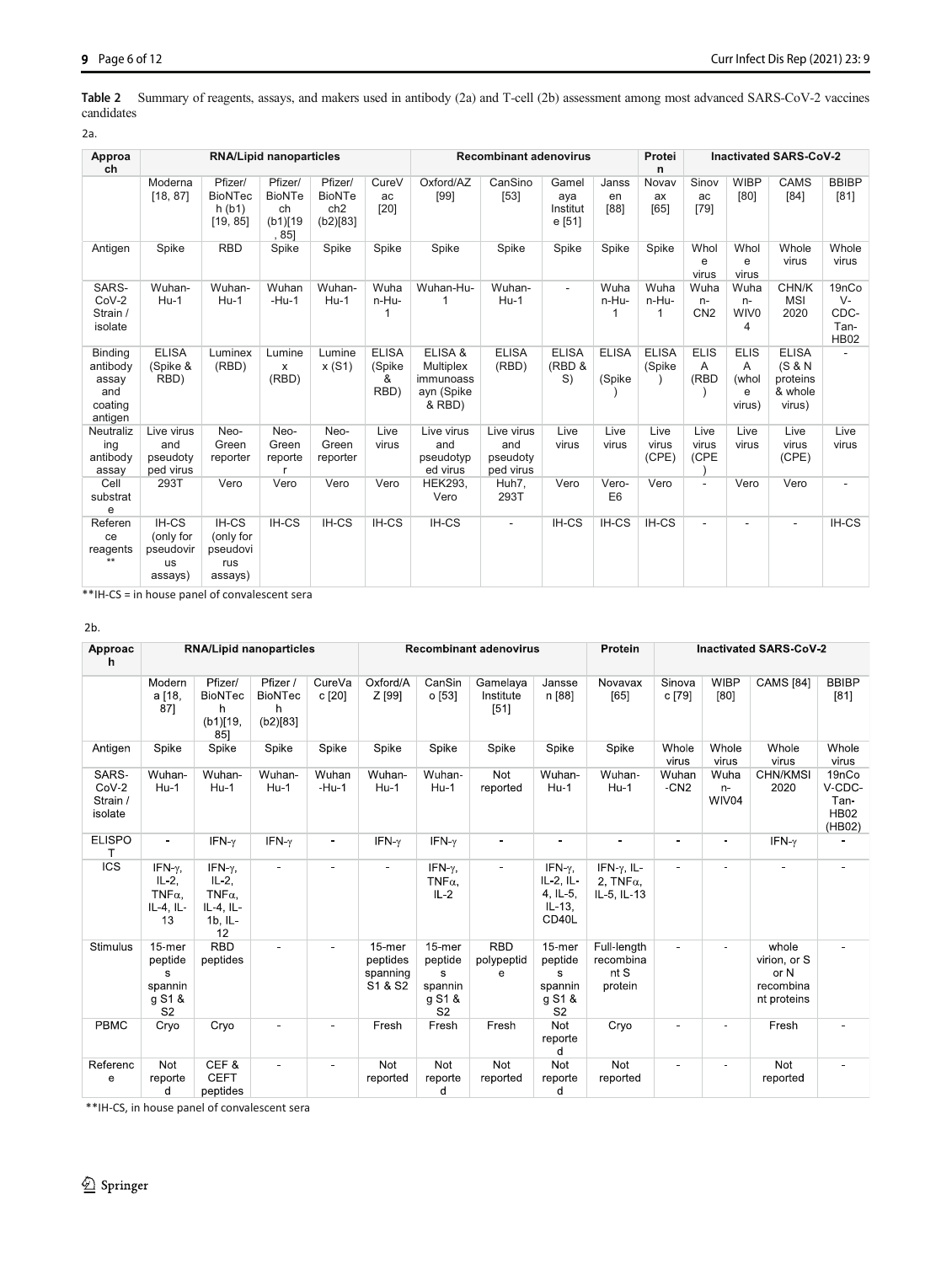**Table 2** Summary of reagents, assays, and makers used in antibody (2a) and T-cell (2b) assessment among most advanced SARS-CoV-2 vaccines candidates

2a.

| Approach | RNA/Lipid nanoparticles | | | | | Recombinant adenovirus | | | | Protein | Inactivated SARS-CoV-2 | | | |
|---|---|---|---|---|---|---|---|---|---|---|---|---|---|---|
| | Moderna [18, 87] | Pfizer/ BioNTech (b1) [19, 85] | Pfizer/ BioNTech (b1)[19, 85] | Pfizer/ BioNTech2 (b2)[83] | CureVac [20] | Oxford/AZ [99] | CanSino [53] | Gamelaya Institute [51] | Janssen [88] | Novavax [65] | Sinovac [79] | WIBP [80] | CAMS [84] | BBIBP [81] |
| Antigen | Spike | RBD | Spike | Spike | Spike | Spike | Spike | Spike | Spike | Spike | Whole virus | Whole virus | Whole virus | Whole virus |
| SARS-CoV-2 Strain / isolate | Wuhan-Hu-1 | Wuhan-Hu-1 | Wuhan-Hu-1 | Wuhan-Hu-1 | Wuhan-Hu-1 | Wuhan-Hu-1 | Wuhan-Hu-1 | - | Wuhan-Hu-1 | Wuhan-Hu-1 | Wuhan-CN2 | Wuhan-WIV04 | CHN/KMSI 2020 | 19nCoV-CDC-Tan-HB02 |
| Binding antibody assay and coating antigen | ELISA (Spike & RBD) | Luminex (RBD) | Luminex (RBD) | Luminex (S1) | ELISA (Spike & RBD) | ELISA & Multiplex immunoassayn (Spike & RBD) | ELISA (RBD) | ELISA (RBD & S) | ELISA (Spike) | ELISA (Spike) | ELISA (RBD) | ELISA (whole virus) | ELISA (S & N proteins & whole virus) | - |
| Neutralizing antibody assay | Live virus and pseudotyped virus | Neo-Green reporter | Neo-Green reporter | Neo-Green reporter | Live virus | Live virus and pseudotyped virus | Live virus and pseudotyped virus | Live virus | Live virus | Live virus (CPE) | Live virus (CPE) | Live virus | Live virus (CPE) | Live virus |
| Cell substrate | 293T | Vero | Vero | Vero | Vero | HEK293, Vero | Huh7, 293T | Vero | Vero-E6 | Vero | - | Vero | Vero | - |
| Reference reagents ** | IH-CS (only for pseudovirus assays) | IH-CS (only for pseudovirus assays) | IH-CS | IH-CS | IH-CS | IH-CS | - | IH-CS | IH-CS | IH-CS | - | - | - | IH-CS |

**IH-CS = in house panel of convalescent sera

2b.

| Approach | RNA/Lipid nanoparticles | | | | Recombinant adenovirus | | | | Protein | Inactivated SARS-CoV-2 | | | |
|---|---|---|---|---|---|---|---|---|---|---|---|---|---|
| | Moderna [18, 87] | Pfizer/ BioNTech (b1)[19, 85] | Pfizer / BioNTech (b2)[83] | CureVac [20] | Oxford/AZ [99] | CanSino [53] | Gamelaya Institute [51] | Janssen [88] | Novavax [65] | Sinovac [79] | WIBP [80] | CAMS [84] | BBIBP [81] |
| Antigen | Spike | Spike | Spike | Spike | Spike | Spike | Spike | Spike | Spike | Whole virus | Whole virus | Whole virus | Whole virus |
| SARS-CoV-2 Strain / isolate | Wuhan-Hu-1 | Wuhan-Hu-1 | Wuhan-Hu-1 | Wuhan-Hu-1 | Wuhan-Hu-1 | Wuhan-Hu-1 | Not reported | Wuhan-Hu-1 | Wuhan-Hu-1 | Wuhan-CN2 | Wuhan-WIV04 | CHN/KMSI 2020 | 19nCoV-CDC-Tan-HB02 (HB02) |
| ELISPOT | - | IFN-γ | IFN-γ | - | IFN-γ | IFN-γ | - | - | - | - | - | IFN-γ | - |
| ICS | IFN-γ, IL-2, TNFα, IL-4, IL-13 | IFN-γ, IL-2, TNFα, IL-4, IL-1b, IL-12 | - | - | - | IFN-γ, TNFα, IL-2 | - | IFN-γ, IL-2, IL-4, IL-5, IL-13, CD40L | IFN-γ, IL-2, TNFα, IL-5, IL-13 | - | - | - | - |
| Stimulus | 15-mer peptides spanning S1 & S2 | RBD peptides | - | - | 15-mer peptides spanning S1 & S2 | 15-mer peptides spanning S1 & S2 | RBD polypeptide | 15-mer peptides spanning S1 & S2 | Full-length recombinant S protein | - | - | whole virion, or S or N recombinant proteins | - |
| PBMC | Cryo | Cryo | - | - | Fresh | Fresh | Fresh | Not reported | Cryo | - | - | Fresh | - |
| Reference | Not reported | CEF & CEFT peptides | - | - | Not reported | Not reported | Not reported | Not reported | Not reported | - | - | Not reported | - |

**IH-CS, in house panel of convalescent sera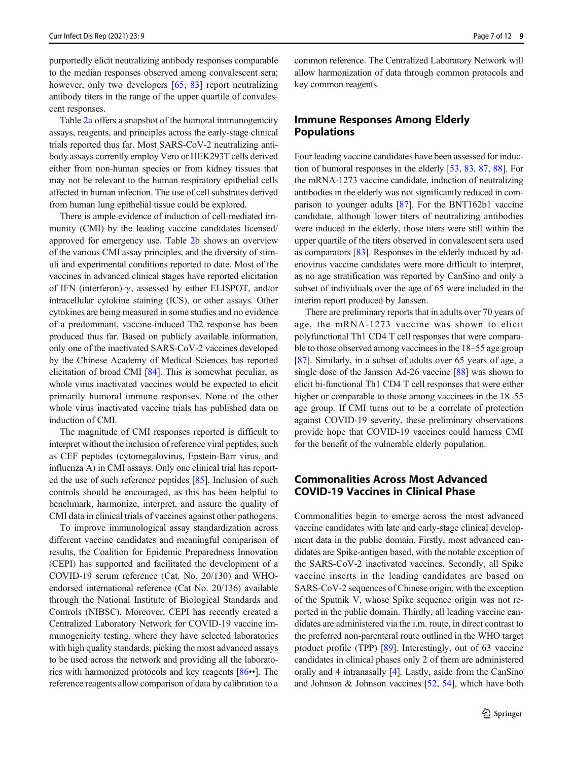purportedly elicit neutralizing antibody responses comparable to the median responses observed among convalescent sera; however, only two developers [65, 83] report neutralizing antibody titers in the range of the upper quartile of convalescent responses.

Table 2a offers a snapshot of the humoral immunogenicity assays, reagents, and principles across the early-stage clinical trials reported thus far. Most SARS-CoV-2 neutralizing antibody assays currently employ Vero or HEK293T cells derived either from non-human species or from kidney tissues that may not be relevant to the human respiratory epithelial cells affected in human infection. The use of cell substrates derived from human lung epithelial tissue could be explored.

There is ample evidence of induction of cell-mediated immunity (CMI) by the leading vaccine candidates licensed/approved for emergency use. Table 2b shows an overview of the various CMI assay principles, and the diversity of stimuli and experimental conditions reported to date. Most of the vaccines in advanced clinical stages have reported elicitation of IFN (interferon)-γ, assessed by either ELISPOT, and/or intracellular cytokine staining (ICS), or other assays. Other cytokines are being measured in some studies and no evidence of a predominant, vaccine-induced Th2 response has been produced thus far. Based on publicly available information, only one of the inactivated SARS-CoV-2 vaccines developed by the Chinese Academy of Medical Sciences has reported elicitation of broad CMI [84]. This is somewhat peculiar, as whole virus inactivated vaccines would be expected to elicit primarily humoral immune responses. None of the other whole virus inactivated vaccine trials has published data on induction of CMI.

The magnitude of CMI responses reported is difficult to interpret without the inclusion of reference viral peptides, such as CEF peptides (cytomegalovirus, Epstein-Barr virus, and influenza A) in CMI assays. Only one clinical trial has reported the use of such reference peptides [85]. Inclusion of such controls should be encouraged, as this has been helpful to benchmark, harmonize, interpret, and assure the quality of CMI data in clinical trials of vaccines against other pathogens.

To improve immunological assay standardization across different vaccine candidates and meaningful comparison of results, the Coalition for Epidemic Preparedness Innovation (CEPI) has supported and facilitated the development of a COVID-19 serum reference (Cat. No. 20/130) and WHO-endorsed international reference (Cat No. 20/136) available through the National Institute of Biological Standards and Controls (NIBSC). Moreover, CEPI has recently created a Centralized Laboratory Network for COVID-19 vaccine immunogenicity testing, where they have selected laboratories with high quality standards, picking the most advanced assays to be used across the network and providing all the laboratories with harmonized protocols and key reagents [86••]. The reference reagents allow comparison of data by calibration to a common reference. The Centralized Laboratory Network will allow harmonization of data through common protocols and key common reagents.

## Immune Responses Among Elderly Populations

Four leading vaccine candidates have been assessed for induction of humoral responses in the elderly [53, 83, 87, 88]. For the mRNA-1273 vaccine candidate, induction of neutralizing antibodies in the elderly was not significantly reduced in comparison to younger adults [87]. For the BNT162b1 vaccine candidate, although lower titers of neutralizing antibodies were induced in the elderly, those titers were still within the upper quartile of the titers observed in convalescent sera used as comparators [83]. Responses in the elderly induced by adenovirus vaccine candidates were more difficult to interpret, as no age stratification was reported by CanSino and only a subset of individuals over the age of 65 were included in the interim report produced by Janssen.

There are preliminary reports that in adults over 70 years of age, the mRNA-1273 vaccine was shown to elicit polyfunctional Th1 CD4 T cell responses that were comparable to those observed among vaccinees in the 18–55 age group [87]. Similarly, in a subset of adults over 65 years of age, a single dose of the Janssen Ad-26 vaccine [88] was shown to elicit bi-functional Th1 CD4 T cell responses that were either higher or comparable to those among vaccinees in the 18–55 age group. If CMI turns out to be a correlate of protection against COVID-19 severity, these preliminary observations provide hope that COVID-19 vaccines could harness CMI for the benefit of the vulnerable elderly population.

## Commonalities Across Most Advanced COVID-19 Vaccines in Clinical Phase

Commonalities begin to emerge across the most advanced vaccine candidates with late and early-stage clinical development data in the public domain. Firstly, most advanced candidates are Spike-antigen based, with the notable exception of the SARS-CoV-2 inactivated vaccines. Secondly, all Spike vaccine inserts in the leading candidates are based on SARS-CoV-2 sequences of Chinese origin, with the exception of the Sputnik V, whose Spike sequence origin was not reported in the public domain. Thirdly, all leading vaccine candidates are administered via the i.m. route, in direct contrast to the preferred non-parenteral route outlined in the WHO target product profile (TPP) [89]. Interestingly, out of 63 vaccine candidates in clinical phases only 2 of them are administered orally and 4 intranasally [4]. Lastly, aside from the CanSino and Johnson & Johnson vaccines [52, 54], which have both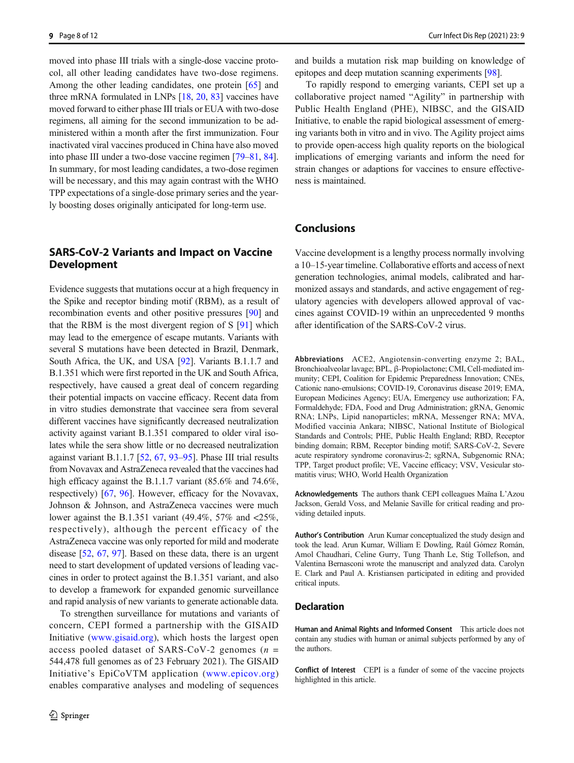moved into phase III trials with a single-dose vaccine protocol, all other leading candidates have two-dose regimens. Among the other leading candidates, one protein [65] and three mRNA formulated in LNPs [18, 20, 83] vaccines have moved forward to either phase III trials or EUA with two-dose regimens, all aiming for the second immunization to be administered within a month after the first immunization. Four inactivated viral vaccines produced in China have also moved into phase III under a two-dose vaccine regimen [79–81, 84]. In summary, for most leading candidates, a two-dose regimen will be necessary, and this may again contrast with the WHO TPP expectations of a single-dose primary series and the yearly boosting doses originally anticipated for long-term use.

## SARS-CoV-2 Variants and Impact on Vaccine Development

Evidence suggests that mutations occur at a high frequency in the Spike and receptor binding motif (RBM), as a result of recombination events and other positive pressures [90] and that the RBM is the most divergent region of S [91] which may lead to the emergence of escape mutants. Variants with several S mutations have been detected in Brazil, Denmark, South Africa, the UK, and USA [92]. Variants B.1.1.7 and B.1.351 which were first reported in the UK and South Africa, respectively, have caused a great deal of concern regarding their potential impacts on vaccine efficacy. Recent data from in vitro studies demonstrate that vaccinee sera from several different vaccines have significantly decreased neutralization activity against variant B.1.351 compared to older viral isolates while the sera show little or no decreased neutralization against variant B.1.1.7 [52, 67, 93–95]. Phase III trial results from Novavax and AstraZeneca revealed that the vaccines had high efficacy against the B.1.1.7 variant (85.6% and 74.6%, respectively) [67, 96]. However, efficacy for the Novavax, Johnson & Johnson, and AstraZeneca vaccines were much lower against the B.1.351 variant (49.4%, 57% and <25%, respectively), although the percent efficacy of the AstraZeneca vaccine was only reported for mild and moderate disease [52, 67, 97]. Based on these data, there is an urgent need to start development of updated versions of leading vaccines in order to protect against the B.1.351 variant, and also to develop a framework for expanded genomic surveillance and rapid analysis of new variants to generate actionable data.

To strengthen surveillance for mutations and variants of concern, CEPI formed a partnership with the GISAID Initiative (www.gisaid.org), which hosts the largest open access pooled dataset of SARS-CoV-2 genomes ($n$ = 544,478 full genomes as of 23 February 2021). The GISAID Initiative's EpiCoVTM application (www.epicov.org) enables comparative analyses and modeling of sequences and builds a mutation risk map building on knowledge of epitopes and deep mutation scanning experiments [98].

To rapidly respond to emerging variants, CEPI set up a collaborative project named "Agility" in partnership with Public Health England (PHE), NIBSC, and the GISAID Initiative, to enable the rapid biological assessment of emerging variants both in vitro and in vivo. The Agility project aims to provide open-access high quality reports on the biological implications of emerging variants and inform the need for strain changes or adaptions for vaccines to ensure effectiveness is maintained.

## Conclusions

Vaccine development is a lengthy process normally involving a 10–15-year timeline. Collaborative efforts and access of next generation technologies, animal models, calibrated and harmonized assays and standards, and active engagement of regulatory agencies with developers allowed approval of vaccines against COVID-19 within an unprecedented 9 months after identification of the SARS-CoV-2 virus.

**Abbreviations** ACE2, Angiotensin-converting enzyme 2; BAL, Bronchioalveolar lavage; BPL, β-Propiolactone; CMI, Cell-mediated immunity; CEPI, Coalition for Epidemic Preparedness Innovation; CNEs, Cationic nano-emulsions; COVID-19, Coronavirus disease 2019; EMA, European Medicines Agency; EUA, Emergency use authorization; FA, Formaldehyde; FDA, Food and Drug Administration; gRNA, Genomic RNA; LNPs, Lipid nanoparticles; mRNA, Messenger RNA; MVA, Modified vaccinia Ankara; NIBSC, National Institute of Biological Standards and Controls; PHE, Public Health England; RBD, Receptor binding domain; RBM, Receptor binding motif; SARS-CoV-2, Severe acute respiratory syndrome coronavirus-2; sgRNA, Subgenomic RNA; TPP, Target product profile; VE, Vaccine efficacy; VSV, Vesicular stomatitis virus; WHO, World Health Organization

**Acknowledgements** The authors thank CEPI colleagues Maïna L'Azou Jackson, Gerald Voss, and Melanie Saville for critical reading and providing detailed inputs.

**Author's Contribution** Arun Kumar conceptualized the study design and took the lead. Arun Kumar, William E Dowling, Raúl Gómez Román, Amol Chaudhari, Celine Gurry, Tung Thanh Le, Stig Tollefson, and Valentina Bernasconi wrote the manuscript and analyzed data. Carolyn E. Clark and Paul A. Kristiansen participated in editing and provided critical inputs.

## Declaration

**Human and Animal Rights and Informed Consent** This article does not contain any studies with human or animal subjects performed by any of the authors.

**Conflict of Interest** CEPI is a funder of some of the vaccine projects highlighted in this article.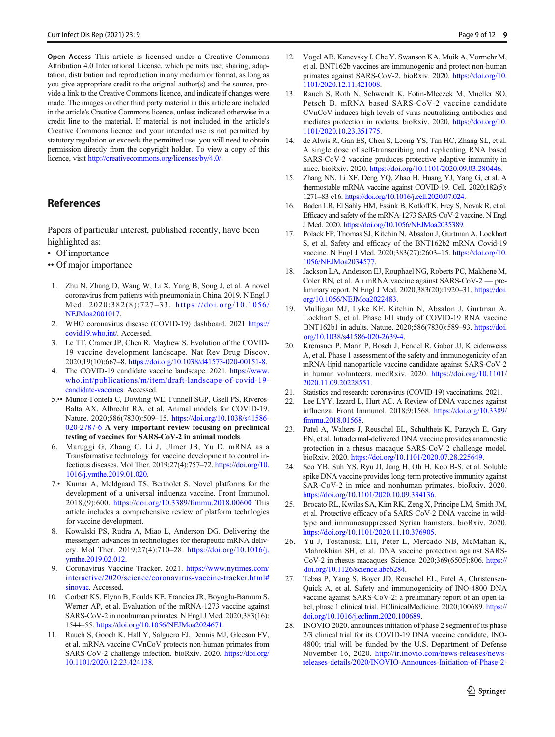**Open Access** This article is licensed under a Creative Commons Attribution 4.0 International License, which permits use, sharing, adaptation, distribution and reproduction in any medium or format, as long as you give appropriate credit to the original author(s) and the source, provide a link to the Creative Commons licence, and indicate if changes were made. The images or other third party material in this article are included in the article's Creative Commons licence, unless indicated otherwise in a credit line to the material. If material is not included in the article's Creative Commons licence and your intended use is not permitted by statutory regulation or exceeds the permitted use, you will need to obtain permission directly from the copyright holder. To view a copy of this licence, visit http://creativecommons.org/licenses/by/4.0/.

## References

Papers of particular interest, published recently, have been highlighted as:

- • Of importance
- •• Of major importance

1. Zhu N, Zhang D, Wang W, Li X, Yang B, Song J, et al. A novel coronavirus from patients with pneumonia in China, 2019. N Engl J Med. 2020;382(8):727–33. https://doi.org/10.1056/NEJMoa2001017.
2. WHO coronavirus disease (COVID-19) dashboard. 2021 https://covid19.who.int/. Accessed.
3. Le TT, Cramer JP, Chen R, Mayhew S. Evolution of the COVID-19 vaccine development landscape. Nat Rev Drug Discov. 2020;19(10):667–8. https://doi.org/10.1038/d41573-020-00151-8.
4. The COVID-19 candidate vaccine landscape. 2021. https://www.who.int/publications/m/item/draft-landscape-of-covid-19-candidate-vaccines. Accessed.
5. •• Munoz-Fontela C, Dowling WE, Funnell SGP, Gsell PS, Riveros-Balta AX, Albrecht RA, et al. Animal models for COVID-19. Nature. 2020;586(7830):509–15. https://doi.org/10.1038/s41586-020-2787-6 **A very important review focusing on preclinical testing of vaccines for SARS-CoV-2 in animal models**.
6. Maruggi G, Zhang C, Li J, Ulmer JB, Yu D. mRNA as a Transformative technology for vaccine development to control infectious diseases. Mol Ther. 2019;27(4):757–72. https://doi.org/10.1016/j.ymthe.2019.01.020.
7. • Kumar A, Meldgaard TS, Bertholet S. Novel platforms for the development of a universal influenza vaccine. Front Immunol. 2018;(9):600. https://doi.org/10.3389/fimmu.2018.00600 This article includes a comprehensive review of platform technlogies for vaccine development.
8. Kowalski PS, Rudra A, Miao L, Anderson DG. Delivering the messenger: advances in technologies for therapeutic mRNA delivery. Mol Ther. 2019;27(4):710–28. https://doi.org/10.1016/j.ymthe.2019.02.012.
9. Coronavirus Vaccine Tracker. 2021. https://www.nytimes.com/interactive/2020/science/coronavirus-vaccine-tracker.html#sinovac. Accessed.
10. Corbett KS, Flynn B, Foulds KE, Francica JR, Boyoglu-Barnum S, Werner AP, et al. Evaluation of the mRNA-1273 vaccine against SARS-CoV-2 in nonhuman primates. N Engl J Med. 2020;383(16):1544–55. https://doi.org/10.1056/NEJMoa2024671.
11. Rauch S, Gooch K, Hall Y, Salguero FJ, Dennis MJ, Gleeson FV, et al. mRNA vaccine CVnCoV protects non-human primates from SARS-CoV-2 challenge infection. bioRxiv. 2020. https://doi.org/10.1101/2020.12.23.424138.
12. Vogel AB, Kanevsky I, Che Y, Swanson KA, Muik A, Vormehr M, et al. BNT162b vaccines are immunogenic and protect non-human primates against SARS-CoV-2. bioRxiv. 2020. https://doi.org/10.1101/2020.12.11.421008.
13. Rauch S, Roth N, Schwendt K, Fotin-Mleczek M, Mueller SO, Petsch B. mRNA based SARS-CoV-2 vaccine candidate CVnCoV induces high levels of virus neutralizing antibodies and mediates protection in rodents. bioRxiv. 2020. https://doi.org/10.1101/2020.10.23.351775.
14. de Alwis R, Gan ES, Chen S, Leong YS, Tan HC, Zhang SL, et al. A single dose of self-transcribing and replicating RNA based SARS-CoV-2 vaccine produces protective adaptive immunity in mice. bioRxiv. 2020. https://doi.org/10.1101/2020.09.03.280446.
15. Zhang NN, Li XF, Deng YQ, Zhao H, Huang YJ, Yang G, et al. A thermostable mRNA vaccine against COVID-19. Cell. 2020;182(5):1271–83 e16. https://doi.org/10.1016/j.cell.2020.07.024.
16. Baden LR, El Sahly HM, Essink B, Kotloff K, Frey S, Novak R, et al. Efficacy and safety of the mRNA-1273 SARS-CoV-2 vaccine. N Engl J Med. 2020. https://doi.org/10.1056/NEJMoa2035389.
17. Polack FP, Thomas SJ, Kitchin N, Absalon J, Gurtman A, Lockhart S, et al. Safety and efficacy of the BNT162b2 mRNA Covid-19 vaccine. N Engl J Med. 2020;383(27):2603–15. https://doi.org/10.1056/NEJMoa2034577.
18. Jackson LA, Anderson EJ, Rouphael NG, Roberts PC, Makhene M, Coler RN, et al. An mRNA vaccine against SARS-CoV-2 — preliminary report. N Engl J Med. 2020;383(20):1920–31. https://doi.org/10.1056/NEJMoa2022483.
19. Mulligan MJ, Lyke KE, Kitchin N, Absalon J, Gurtman A, Lockhart S, et al. Phase I/II study of COVID-19 RNA vaccine BNT162b1 in adults. Nature. 2020;586(7830):589–93. https://doi.org/10.1038/s41586-020-2639-4.
20. Kremsner P, Mann P, Bosch J, Fendel R, Gabor JJ, Kreidenweiss A, et al. Phase 1 assessment of the safety and immunogenicity of an mRNA-lipid nanoparticle vaccine candidate against SARS-CoV-2 in human volunteers. medRxiv. 2020. https://doi.org/10.1101/2020.11.09.20228551.
21. Statistics and research: coronavirus (COVID-19) vaccinations. 2021.
22. Lee LYY, Izzard L, Hurt AC. A Review of DNA vaccines against influenza. Front Immunol. 2018;9:1568. https://doi.org/10.3389/fimmu.2018.01568.
23. Patel A, Walters J, Reuschel EL, Schultheis K, Parzych E, Gary EN, et al. Intradermal-delivered DNA vaccine provides anamnestic protection in a rhesus macaque SARS-CoV-2 challenge model. bioRxiv. 2020. https://doi.org/10.1101/2020.07.28.225649.
24. Seo YB, Suh YS, Ryu JI, Jang H, Oh H, Koo B-S, et al. Soluble spike DNA vaccine provides long-term protective immunity against SAR-CoV-2 in mice and nonhuman primates. bioRxiv. 2020. https://doi.org/10.1101/2020.10.09.334136.
25. Brocato RL, Kwilas SA, Kim RK, Zeng X, Principe LM, Smith JM, et al. Protective efficacy of a SARS-CoV-2 DNA vaccine in wild-type and immunosuppressed Syrian hamsters. bioRxiv. 2020. https://doi.org/10.1101/2020.11.10.376905.
26. Yu J, Tostanoski LH, Peter L, Mercado NB, McMahan K, Mahrokhian SH, et al. DNA vaccine protection against SARS-CoV-2 in rhesus macaques. Science. 2020;369(6505):806. https://doi.org/10.1126/science.abc6284.
27. Tebas P, Yang S, Boyer JD, Reuschel EL, Patel A, Christensen-Quick A, et al. Safety and immunogenicity of INO-4800 DNA vaccine against SARS-CoV-2: a preliminary report of an open-label, phase 1 clinical trial. EClinicalMedicine. 2020;100689. https://doi.org/10.1016/j.eclinm.2020.100689.
28. INOVIO 2020. announces initiation of phase 2 segment of its phase 2/3 clinical trial for its COVID-19 DNA vaccine candidate, INO-4800; trial will be funded by the U.S. Department of Defense November 16, 2020. http://ir.inovio.com/news-releases/news-releases-details/2020/INOVIO-Announces-Initiation-of-Phase-2-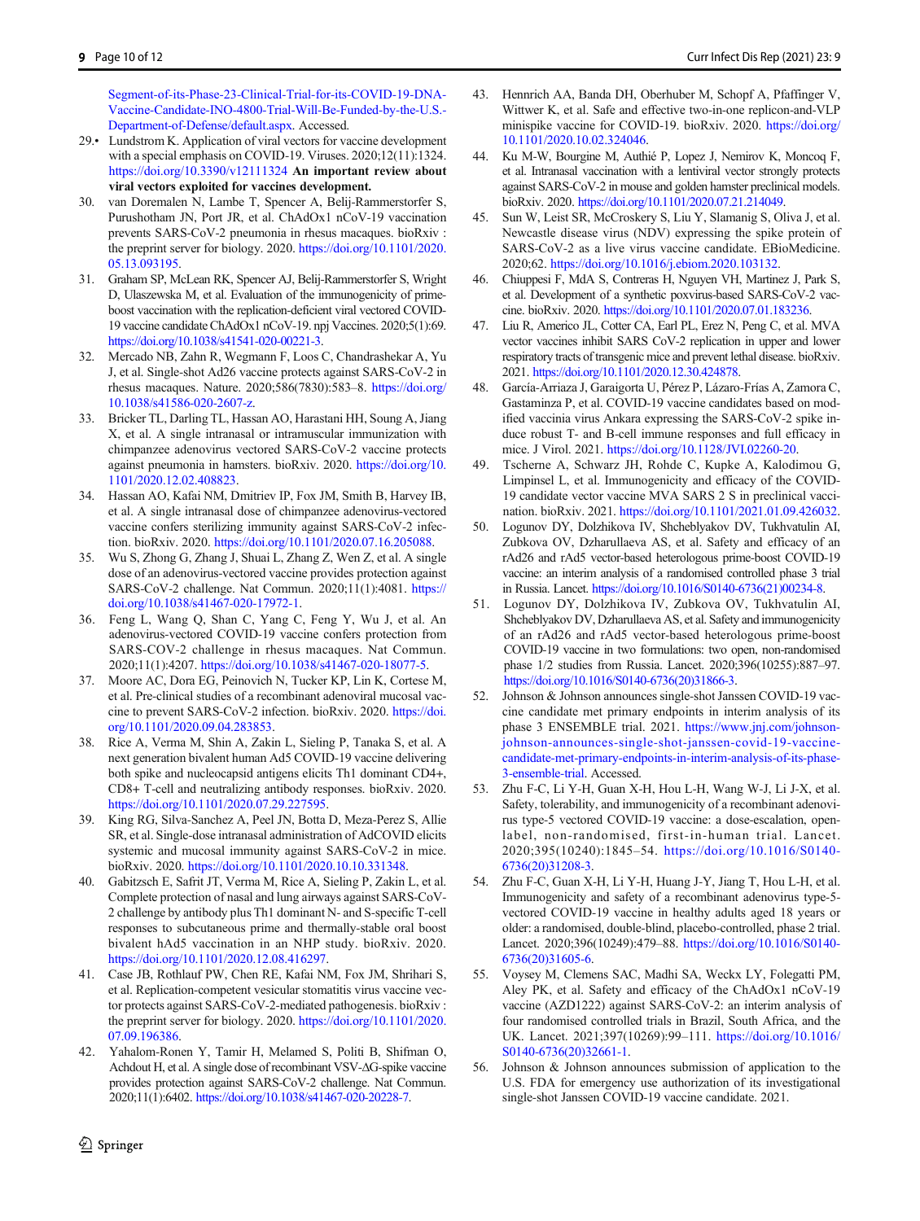Segment-of-its-Phase-23-Clinical-Trial-for-its-COVID-19-DNA-Vaccine-Candidate-INO-4800-Trial-Will-Be-Funded-by-the-U.S.-Department-of-Defense/default.aspx. Accessed.

29.• Lundstrom K. Application of viral vectors for vaccine development with a special emphasis on COVID-19. Viruses. 2020;12(11):1324. https://doi.org/10.3390/v12111324 **An important review about viral vectors exploited for vaccines development.**

30. van Doremalen N, Lambe T, Spencer A, Belij-Rammerstorfer S, Purushotham JN, Port JR, et al. ChAdOx1 nCoV-19 vaccination prevents SARS-CoV-2 pneumonia in rhesus macaques. bioRxiv : the preprint server for biology. 2020. https://doi.org/10.1101/2020.05.13.093195.

31. Graham SP, McLean RK, Spencer AJ, Belij-Rammerstorfer S, Wright D, Ulaszewska M, et al. Evaluation of the immunogenicity of prime-boost vaccination with the replication-deficient viral vectored COVID-19 vaccine candidate ChAdOx1 nCoV-19. npj Vaccines. 2020;5(1):69. https://doi.org/10.1038/s41541-020-00221-3.

32. Mercado NB, Zahn R, Wegmann F, Loos C, Chandrashekar A, Yu J, et al. Single-shot Ad26 vaccine protects against SARS-CoV-2 in rhesus macaques. Nature. 2020;586(7830):583–8. https://doi.org/10.1038/s41586-020-2607-z.

33. Bricker TL, Darling TL, Hassan AO, Harastani HH, Soung A, Jiang X, et al. A single intranasal or intramuscular immunization with chimpanzee adenovirus vectored SARS-CoV-2 vaccine protects against pneumonia in hamsters. bioRxiv. 2020. https://doi.org/10.1101/2020.12.02.408823.

34. Hassan AO, Kafai NM, Dmitriev IP, Fox JM, Smith B, Harvey IB, et al. A single intranasal dose of chimpanzee adenovirus-vectored vaccine confers sterilizing immunity against SARS-CoV-2 infection. bioRxiv. 2020. https://doi.org/10.1101/2020.07.16.205088.

35. Wu S, Zhong G, Zhang J, Shuai L, Zhang Z, Wen Z, et al. A single dose of an adenovirus-vectored vaccine provides protection against SARS-CoV-2 challenge. Nat Commun. 2020;11(1):4081. https://doi.org/10.1038/s41467-020-17972-1.

36. Feng L, Wang Q, Shan C, Yang C, Feng Y, Wu J, et al. An adenovirus-vectored COVID-19 vaccine confers protection from SARS-COV-2 challenge in rhesus macaques. Nat Commun. 2020;11(1):4207. https://doi.org/10.1038/s41467-020-18077-5.

37. Moore AC, Dora EG, Peinovich N, Tucker KP, Lin K, Cortese M, et al. Pre-clinical studies of a recombinant adenoviral mucosal vaccine to prevent SARS-CoV-2 infection. bioRxiv. 2020. https://doi.org/10.1101/2020.09.04.283853.

38. Rice A, Verma M, Shin A, Zakin L, Sieling P, Tanaka S, et al. A next generation bivalent human Ad5 COVID-19 vaccine delivering both spike and nucleocapsid antigens elicits Th1 dominant CD4+, CD8+ T-cell and neutralizing antibody responses. bioRxiv. 2020. https://doi.org/10.1101/2020.07.29.227595.

39. King RG, Silva-Sanchez A, Peel JN, Botta D, Meza-Perez S, Allie SR, et al. Single-dose intranasal administration of AdCOVID elicits systemic and mucosal immunity against SARS-CoV-2 in mice. bioRxiv. 2020. https://doi.org/10.1101/2020.10.10.331348.

40. Gabitzsch E, Safrit JT, Verma M, Rice A, Sieling P, Zakin L, et al. Complete protection of nasal and lung airways against SARS-CoV-2 challenge by antibody plus Th1 dominant N- and S-specific T-cell responses to subcutaneous prime and thermally-stable oral boost bivalent hAd5 vaccination in an NHP study. bioRxiv. 2020. https://doi.org/10.1101/2020.12.08.416297.

41. Case JB, Rothlauf PW, Chen RE, Kafai NM, Fox JM, Shrihari S, et al. Replication-competent vesicular stomatitis virus vaccine vector protects against SARS-CoV-2-mediated pathogenesis. bioRxiv : the preprint server for biology. 2020. https://doi.org/10.1101/2020.07.09.196386.

42. Yahalom-Ronen Y, Tamir H, Melamed S, Politi B, Shifman O, Achdout H, et al. A single dose of recombinant VSV-ΔG-spike vaccine provides protection against SARS-CoV-2 challenge. Nat Commun. 2020;11(1):6402. https://doi.org/10.1038/s41467-020-20228-7.

43. Hennrich AA, Banda DH, Oberhuber M, Schopf A, Pfaffinger V, Wittwer K, et al. Safe and effective two-in-one replicon-and-VLP minispike vaccine for COVID-19. bioRxiv. 2020. https://doi.org/10.1101/2020.10.02.324046.

44. Ku M-W, Bourgine M, Authié P, Lopez J, Nemirov K, Moncoq F, et al. Intranasal vaccination with a lentiviral vector strongly protects against SARS-CoV-2 in mouse and golden hamster preclinical models. bioRxiv. 2020. https://doi.org/10.1101/2020.07.21.214049.

45. Sun W, Leist SR, McCroskery S, Liu Y, Slamanig S, Oliva J, et al. Newcastle disease virus (NDV) expressing the spike protein of SARS-CoV-2 as a live virus vaccine candidate. EBioMedicine. 2020;62. https://doi.org/10.1016/j.ebiom.2020.103132.

46. Chiuppesi F, MdA S, Contreras H, Nguyen VH, Martinez J, Park S, et al. Development of a synthetic poxvirus-based SARS-CoV-2 vaccine. bioRxiv. 2020. https://doi.org/10.1101/2020.07.01.183236.

47. Liu R, Americo JL, Cotter CA, Earl PL, Erez N, Peng C, et al. MVA vector vaccines inhibit SARS CoV-2 replication in upper and lower respiratory tracts of transgenic mice and prevent lethal disease. bioRxiv. 2021. https://doi.org/10.1101/2020.12.30.424878.

48. García-Arriaza J, Garaigorta U, Pérez P, Lázaro-Frías A, Zamora C, Gastaminza P, et al. COVID-19 vaccine candidates based on modified vaccinia virus Ankara expressing the SARS-CoV-2 spike induce robust T- and B-cell immune responses and full efficacy in mice. J Virol. 2021. https://doi.org/10.1128/JVI.02260-20.

49. Tscherne A, Schwarz JH, Rohde C, Kupke A, Kalodimou G, Limpinsel L, et al. Immunogenicity and efficacy of the COVID-19 candidate vector vaccine MVA SARS 2 S in preclinical vaccination. bioRxiv. 2021. https://doi.org/10.1101/2021.01.09.426032.

50. Logunov DY, Dolzhikova IV, Shcheblyakov DV, Tukhvatulin AI, Zubkova OV, Dzharullaeva AS, et al. Safety and efficacy of an rAd26 and rAd5 vector-based heterologous prime-boost COVID-19 vaccine: an interim analysis of a randomised controlled phase 3 trial in Russia. Lancet. https://doi.org/10.1016/S0140-6736(21)00234-8.

51. Logunov DY, Dolzhikova IV, Zubkova OV, Tukhvatulin AI, Shcheblyakov DV, Dzharullaeva AS, et al. Safety and immunogenicity of an rAd26 and rAd5 vector-based heterologous prime-boost COVID-19 vaccine in two formulations: two open, non-randomised phase 1/2 studies from Russia. Lancet. 2020;396(10255):887–97. https://doi.org/10.1016/S0140-6736(20)31866-3.

52. Johnson & Johnson announces single-shot Janssen COVID-19 vaccine candidate met primary endpoints in interim analysis of its phase 3 ENSEMBLE trial. 2021. https://www.jnj.com/johnson-johnson-announces-single-shot-janssen-covid-19-vaccine-candidate-met-primary-endpoints-in-interim-analysis-of-its-phase-3-ensemble-trial. Accessed.

53. Zhu F-C, Li Y-H, Guan X-H, Hou L-H, Wang W-J, Li J-X, et al. Safety, tolerability, and immunogenicity of a recombinant adenovirus type-5 vectored COVID-19 vaccine: a dose-escalation, open-label, non-randomised, first-in-human trial. Lancet. 2020;395(10240):1845–54. https://doi.org/10.1016/S0140-6736(20)31208-3.

54. Zhu F-C, Guan X-H, Li Y-H, Huang J-Y, Jiang T, Hou L-H, et al. Immunogenicity and safety of a recombinant adenovirus type-5-vectored COVID-19 vaccine in healthy adults aged 18 years or older: a randomised, double-blind, placebo-controlled, phase 2 trial. Lancet. 2020;396(10249):479–88. https://doi.org/10.1016/S0140-6736(20)31605-6.

55. Voysey M, Clemens SAC, Madhi SA, Weckx LY, Folegatti PM, Aley PK, et al. Safety and efficacy of the ChAdOx1 nCoV-19 vaccine (AZD1222) against SARS-CoV-2: an interim analysis of four randomised controlled trials in Brazil, South Africa, and the UK. Lancet. 2021;397(10269):99–111. https://doi.org/10.1016/S0140-6736(20)32661-1.

56. Johnson & Johnson announces submission of application to the U.S. FDA for emergency use authorization of its investigational single-shot Janssen COVID-19 vaccine candidate. 2021.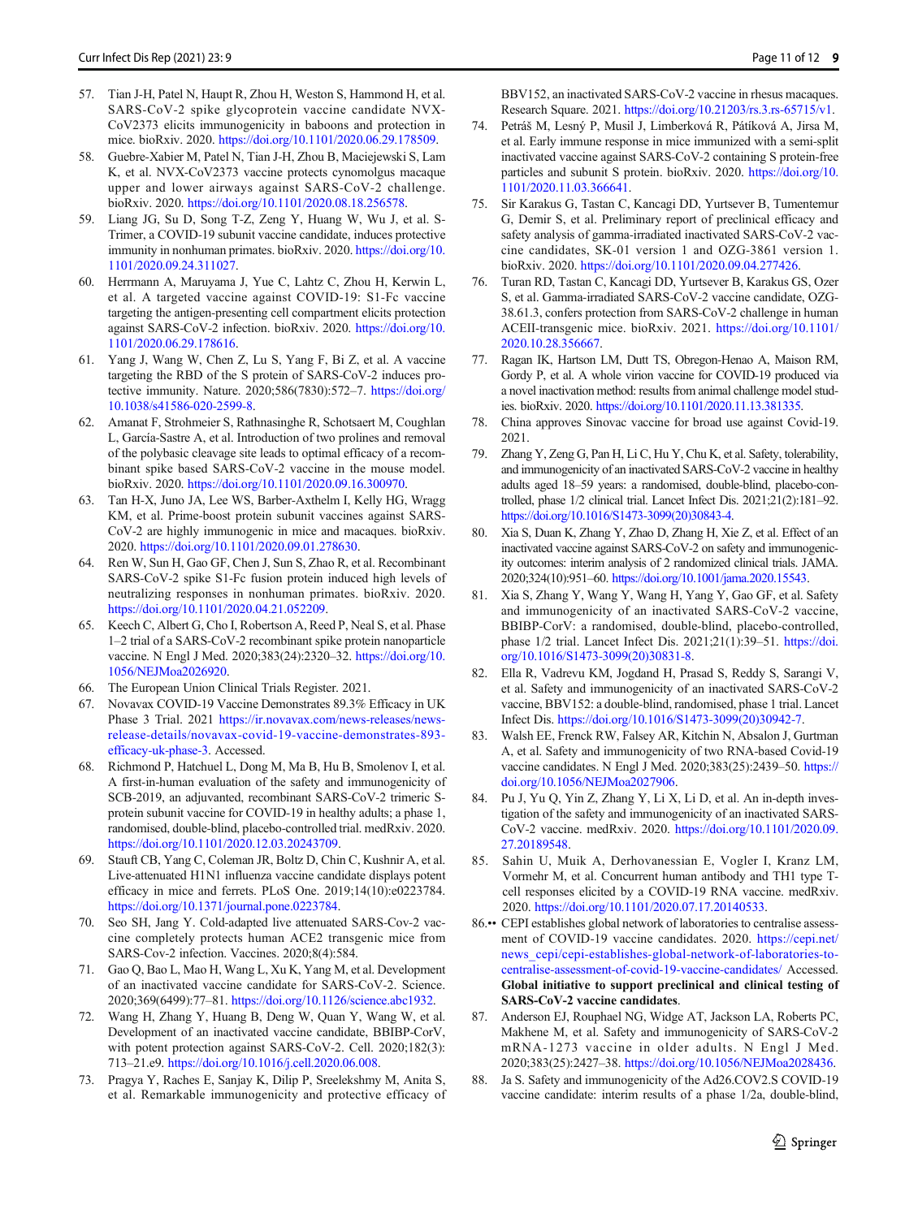57. Tian J-H, Patel N, Haupt R, Zhou H, Weston S, Hammond H, et al. SARS-CoV-2 spike glycoprotein vaccine candidate NVX-CoV2373 elicits immunogenicity in baboons and protection in mice. bioRxiv. 2020. https://doi.org/10.1101/2020.06.29.178509.
58. Guebre-Xabier M, Patel N, Tian J-H, Zhou B, Maciejewski S, Lam K, et al. NVX-CoV2373 vaccine protects cynomolgus macaque upper and lower airways against SARS-CoV-2 challenge. bioRxiv. 2020. https://doi.org/10.1101/2020.08.18.256578.
59. Liang JG, Su D, Song T-Z, Zeng Y, Huang W, Wu J, et al. S-Trimer, a COVID-19 subunit vaccine candidate, induces protective immunity in nonhuman primates. bioRxiv. 2020. https://doi.org/10.1101/2020.09.24.311027.
60. Herrmann A, Maruyama J, Yue C, Lahtz C, Zhou H, Kerwin L, et al. A targeted vaccine against COVID-19: S1-Fc vaccine targeting the antigen-presenting cell compartment elicits protection against SARS-CoV-2 infection. bioRxiv. 2020. https://doi.org/10.1101/2020.06.29.178616.
61. Yang J, Wang W, Chen Z, Lu S, Yang F, Bi Z, et al. A vaccine targeting the RBD of the S protein of SARS-CoV-2 induces protective immunity. Nature. 2020;586(7830):572–7. https://doi.org/10.1038/s41586-020-2599-8.
62. Amanat F, Strohmeier S, Rathnasinghe R, Schotsaert M, Coughlan L, García-Sastre A, et al. Introduction of two prolines and removal of the polybasic cleavage site leads to optimal efficacy of a recombinant spike based SARS-CoV-2 vaccine in the mouse model. bioRxiv. 2020. https://doi.org/10.1101/2020.09.16.300970.
63. Tan H-X, Juno JA, Lee WS, Barber-Axthelm I, Kelly HG, Wragg KM, et al. Prime-boost protein subunit vaccines against SARS-CoV-2 are highly immunogenic in mice and macaques. bioRxiv. 2020. https://doi.org/10.1101/2020.09.01.278630.
64. Ren W, Sun H, Gao GF, Chen J, Sun S, Zhao R, et al. Recombinant SARS-CoV-2 spike S1-Fc fusion protein induced high levels of neutralizing responses in nonhuman primates. bioRxiv. 2020. https://doi.org/10.1101/2020.04.21.052209.
65. Keech C, Albert G, Cho I, Robertson A, Reed P, Neal S, et al. Phase 1–2 trial of a SARS-CoV-2 recombinant spike protein nanoparticle vaccine. N Engl J Med. 2020;383(24):2320–32. https://doi.org/10.1056/NEJMoa2026920.
66. The European Union Clinical Trials Register. 2021.
67. Novavax COVID-19 Vaccine Demonstrates 89.3% Efficacy in UK Phase 3 Trial. 2021 https://ir.novavax.com/news-releases/news-release-details/novavax-covid-19-vaccine-demonstrates-893-efficacy-uk-phase-3. Accessed.
68. Richmond P, Hatchuel L, Dong M, Ma B, Hu B, Smolenov I, et al. A first-in-human evaluation of the safety and immunogenicity of SCB-2019, an adjuvanted, recombinant SARS-CoV-2 trimeric S-protein subunit vaccine for COVID-19 in healthy adults; a phase 1, randomised, double-blind, placebo-controlled trial. medRxiv. 2020. https://doi.org/10.1101/2020.12.03.20243709.
69. Stauft CB, Yang C, Coleman JR, Boltz D, Chin C, Kushnir A, et al. Live-attenuated H1N1 influenza vaccine candidate displays potent efficacy in mice and ferrets. PLoS One. 2019;14(10):e0223784. https://doi.org/10.1371/journal.pone.0223784.
70. Seo SH, Jang Y. Cold-adapted live attenuated SARS-Cov-2 vaccine completely protects human ACE2 transgenic mice from SARS-Cov-2 infection. Vaccines. 2020;8(4):584.
71. Gao Q, Bao L, Mao H, Wang L, Xu K, Yang M, et al. Development of an inactivated vaccine candidate for SARS-CoV-2. Science. 2020;369(6499):77–81. https://doi.org/10.1126/science.abc1932.
72. Wang H, Zhang Y, Huang B, Deng W, Quan Y, Wang W, et al. Development of an inactivated vaccine candidate, BBIBP-CorV, with potent protection against SARS-CoV-2. Cell. 2020;182(3):713–21.e9. https://doi.org/10.1016/j.cell.2020.06.008.
73. Pragya Y, Raches E, Sanjay K, Dilip P, Sreelekshmy M, Anita S, et al. Remarkable immunogenicity and protective efficacy of BBV152, an inactivated SARS-CoV-2 vaccine in rhesus macaques. Research Square. 2021. https://doi.org/10.21203/rs.3.rs-65715/v1.
74. Petráš M, Lesný P, Musil J, Limberková R, Pátíková A, Jirsa M, et al. Early immune response in mice immunized with a semi-split inactivated vaccine against SARS-CoV-2 containing S protein-free particles and subunit S protein. bioRxiv. 2020. https://doi.org/10.1101/2020.11.03.366641.
75. Sir Karakus G, Tastan C, Kancagi DD, Yurtsever B, Tumentemur G, Demir S, et al. Preliminary report of preclinical efficacy and safety analysis of gamma-irradiated inactivated SARS-CoV-2 vaccine candidates, SK-01 version 1 and OZG-3861 version 1. bioRxiv. 2020. https://doi.org/10.1101/2020.09.04.277426.
76. Turan RD, Tastan C, Kancagi DD, Yurtsever B, Karakus GS, Ozer S, et al. Gamma-irradiated SARS-CoV-2 vaccine candidate, OZG-38.61.3, confers protection from SARS-CoV-2 challenge in human ACEII-transgenic mice. bioRxiv. 2021. https://doi.org/10.1101/2020.10.28.356667.
77. Ragan IK, Hartson LM, Dutt TS, Obregon-Henao A, Maison RM, Gordy P, et al. A whole virion vaccine for COVID-19 produced via a novel inactivation method: results from animal challenge model studies. bioRxiv. 2020. https://doi.org/10.1101/2020.11.13.381335.
78. China approves Sinovac vaccine for broad use against Covid-19. 2021.
79. Zhang Y, Zeng G, Pan H, Li C, Hu Y, Chu K, et al. Safety, tolerability, and immunogenicity of an inactivated SARS-CoV-2 vaccine in healthy adults aged 18–59 years: a randomised, double-blind, placebo-controlled, phase 1/2 clinical trial. Lancet Infect Dis. 2021;21(2):181–92. https://doi.org/10.1016/S1473-3099(20)30843-4.
80. Xia S, Duan K, Zhang Y, Zhao D, Zhang H, Xie Z, et al. Effect of an inactivated vaccine against SARS-CoV-2 on safety and immunogenicity outcomes: interim analysis of 2 randomized clinical trials. JAMA. 2020;324(10):951–60. https://doi.org/10.1001/jama.2020.15543.
81. Xia S, Zhang Y, Wang Y, Wang H, Yang Y, Gao GF, et al. Safety and immunogenicity of an inactivated SARS-CoV-2 vaccine, BBIBP-CorV: a randomised, double-blind, placebo-controlled, phase 1/2 trial. Lancet Infect Dis. 2021;21(1):39–51. https://doi.org/10.1016/S1473-3099(20)30831-8.
82. Ella R, Vadrevu KM, Jogdand H, Prasad S, Reddy S, Sarangi V, et al. Safety and immunogenicity of an inactivated SARS-CoV-2 vaccine, BBV152: a double-blind, randomised, phase 1 trial. Lancet Infect Dis. https://doi.org/10.1016/S1473-3099(20)30942-7.
83. Walsh EE, Frenck RW, Falsey AR, Kitchin N, Absalon J, Gurtman A, et al. Safety and immunogenicity of two RNA-based Covid-19 vaccine candidates. N Engl J Med. 2020;383(25):2439–50. https://doi.org/10.1056/NEJMoa2027906.
84. Pu J, Yu Q, Yin Z, Zhang Y, Li X, Li D, et al. An in-depth investigation of the safety and immunogenicity of an inactivated SARS-CoV-2 vaccine. medRxiv. 2020. https://doi.org/10.1101/2020.09.27.20189548.
85. Sahin U, Muik A, Derhovanessian E, Vogler I, Kranz LM, Vormehr M, et al. Concurrent human antibody and TH1 type T-cell responses elicited by a COVID-19 RNA vaccine. medRxiv. 2020. https://doi.org/10.1101/2020.07.17.20140533.
86.•• CEPI establishes global network of laboratories to centralise assessment of COVID-19 vaccine candidates. 2020. https://cepi.net/news_cepi/cepi-establishes-global-network-of-laboratories-to-centralise-assessment-of-covid-19-vaccine-candidates/ Accessed. **Global initiative to support preclinical and clinical testing of SARS-CoV-2 vaccine candidates**.
87. Anderson EJ, Rouphael NG, Widge AT, Jackson LA, Roberts PC, Makhene M, et al. Safety and immunogenicity of SARS-CoV-2 mRNA-1273 vaccine in older adults. N Engl J Med. 2020;383(25):2427–38. https://doi.org/10.1056/NEJMoa2028436.
88. Ja S. Safety and immunogenicity of the Ad26.COV2.S COVID-19 vaccine candidate: interim results of a phase 1/2a, double-blind,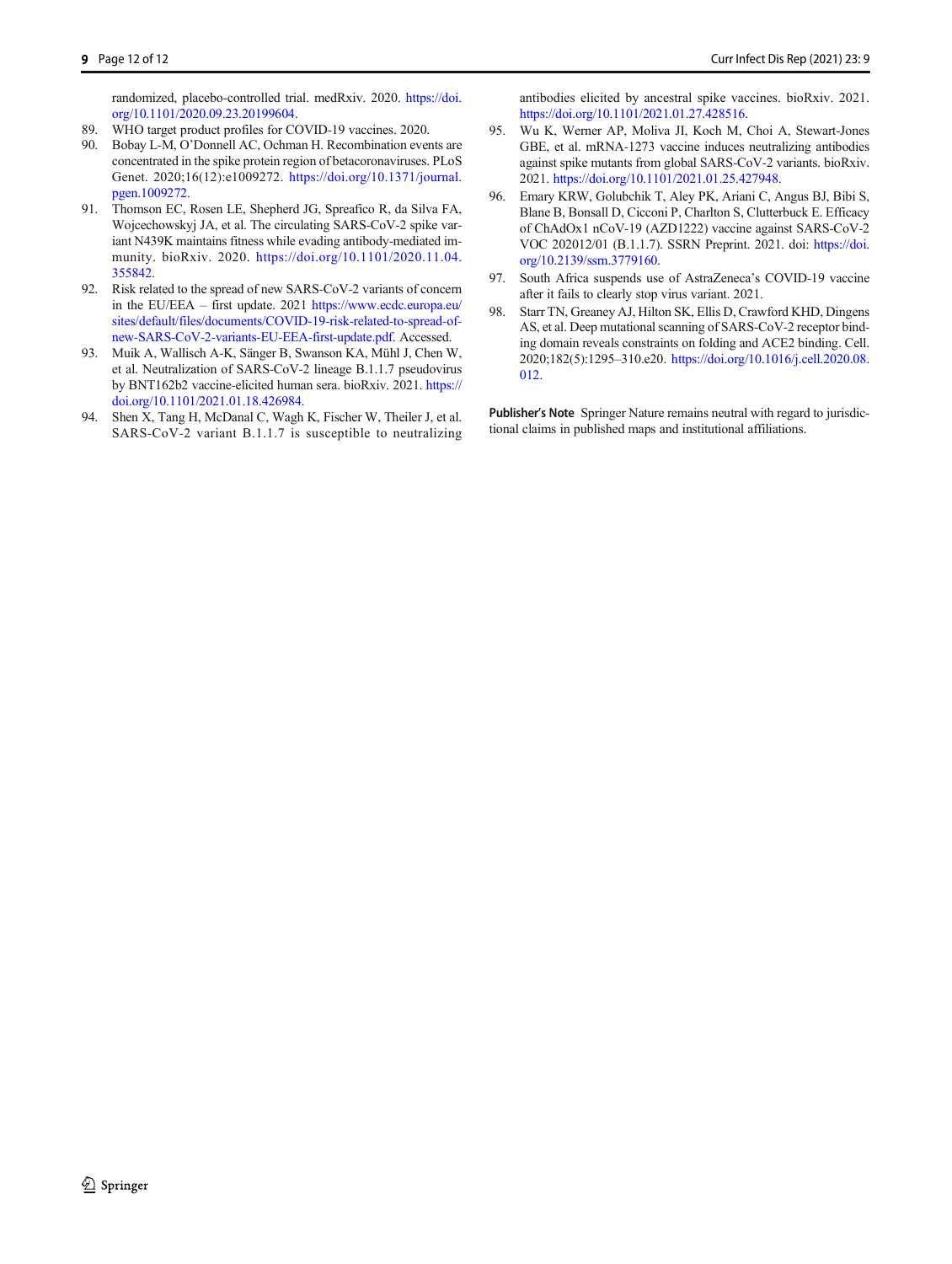randomized, placebo-controlled trial. medRxiv. 2020. https://doi.org/10.1101/2020.09.23.20199604.

89. WHO target product profiles for COVID-19 vaccines. 2020.
90. Bobay L-M, O'Donnell AC, Ochman H. Recombination events are concentrated in the spike protein region of betacoronaviruses. PLoS Genet. 2020;16(12):e1009272. https://doi.org/10.1371/journal.pgen.1009272.
91. Thomson EC, Rosen LE, Shepherd JG, Spreafico R, da Silva FA, Wojcechowskyj JA, et al. The circulating SARS-CoV-2 spike variant N439K maintains fitness while evading antibody-mediated immunity. bioRxiv. 2020. https://doi.org/10.1101/2020.11.04.355842.
92. Risk related to the spread of new SARS-CoV-2 variants of concern in the EU/EEA – first update. 2021 https://www.ecdc.europa.eu/sites/default/files/documents/COVID-19-risk-related-to-spread-of-new-SARS-CoV-2-variants-EU-EEA-first-update.pdf. Accessed.
93. Muik A, Wallisch A-K, Sänger B, Swanson KA, Mühl J, Chen W, et al. Neutralization of SARS-CoV-2 lineage B.1.1.7 pseudovirus by BNT162b2 vaccine-elicited human sera. bioRxiv. 2021. https://doi.org/10.1101/2021.01.18.426984.
94. Shen X, Tang H, McDanal C, Wagh K, Fischer W, Theiler J, et al. SARS-CoV-2 variant B.1.1.7 is susceptible to neutralizing antibodies elicited by ancestral spike vaccines. bioRxiv. 2021. https://doi.org/10.1101/2021.01.27.428516.
95. Wu K, Werner AP, Moliva JI, Koch M, Choi A, Stewart-Jones GBE, et al. mRNA-1273 vaccine induces neutralizing antibodies against spike mutants from global SARS-CoV-2 variants. bioRxiv. 2021. https://doi.org/10.1101/2021.01.25.427948.
96. Emary KRW, Golubchik T, Aley PK, Ariani C, Angus BJ, Bibi S, Blane B, Bonsall D, Cicconi P, Charlton S, Clutterbuck E. Efficacy of ChAdOx1 nCoV-19 (AZD1222) vaccine against SARS-CoV-2 VOC 202012/01 (B.1.1.7). SSRN Preprint. 2021. doi: https://doi.org/10.2139/ssrn.3779160.
97. South Africa suspends use of AstraZeneca's COVID-19 vaccine after it fails to clearly stop virus variant. 2021.
98. Starr TN, Greaney AJ, Hilton SK, Ellis D, Crawford KHD, Dingens AS, et al. Deep mutational scanning of SARS-CoV-2 receptor binding domain reveals constraints on folding and ACE2 binding. Cell. 2020;182(5):1295–310.e20. https://doi.org/10.1016/j.cell.2020.08.012.

**Publisher's Note** Springer Nature remains neutral with regard to jurisdictional claims in published maps and institutional affiliations.